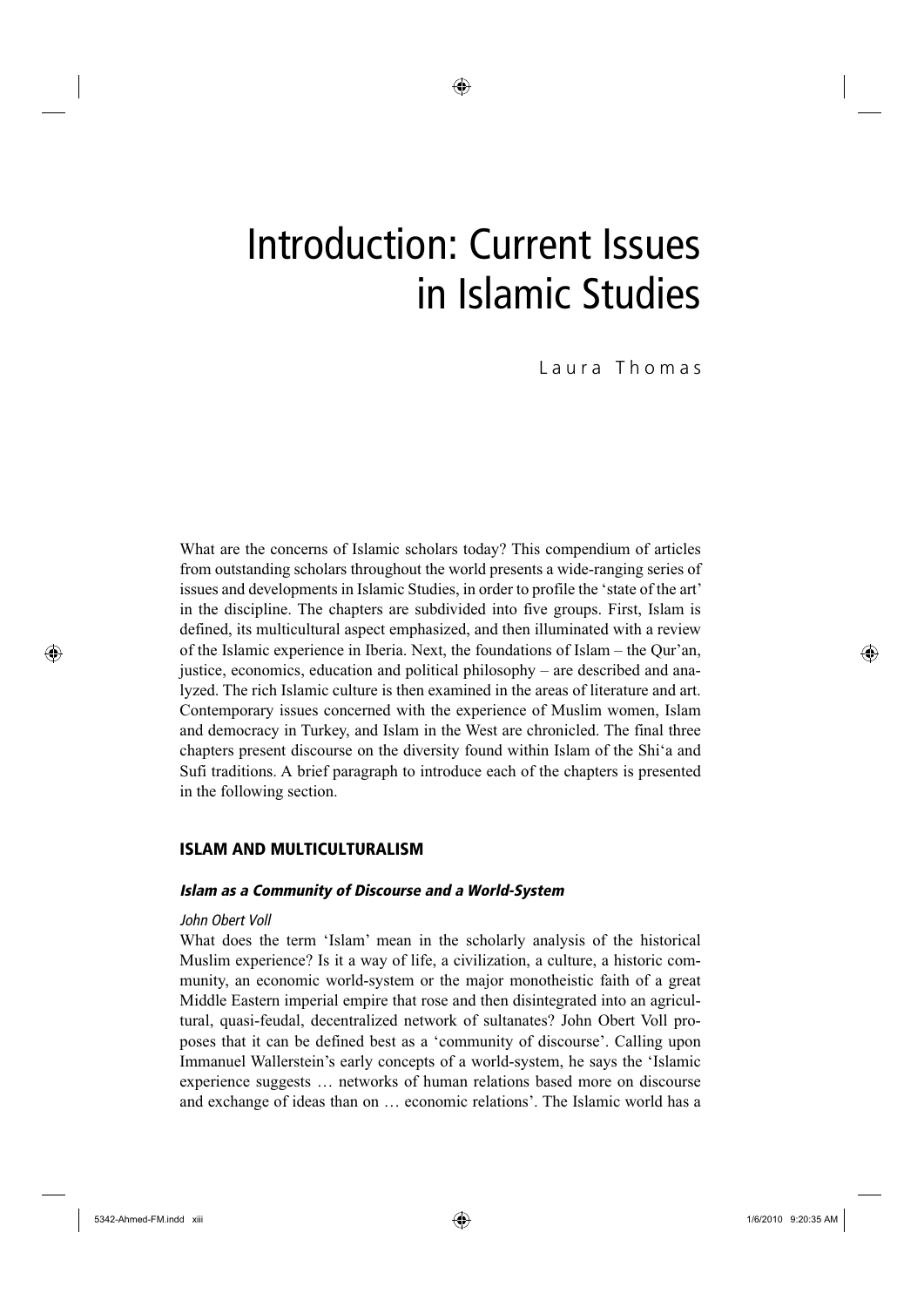# Introduction: Current Issues in Islamic Studies

Laura Thomas

What are the concerns of Islamic scholars today? This compendium of articles from outstanding scholars throughout the world presents a wide-ranging series of issues and developments in Islamic Studies, in order to profile the 'state of the art' in the discipline. The chapters are subdivided into five groups. First, Islam is defined, its multicultural aspect emphasized, and then illuminated with a review of the Islamic experience in Iberia. Next, the foundations of Islam – the Qur'an, justice, economics, education and political philosophy – are described and analyzed. The rich Islamic culture is then examined in the areas of literature and art. Contemporary issues concerned with the experience of Muslim women, Islam and democracy in Turkey, and Islam in the West are chronicled. The final three chapters present discourse on the diversity found within Islam of the Shi'a and Sufi traditions. A brief paragraph to introduce each of the chapters is presented in the following section.

## ISLAM AND MULTICULTURALISM

### *Islam as a Community of Discourse and a World-System*

*John Obert Voll*

What does the term 'Islam' mean in the scholarly analysis of the historical Muslim experience? Is it a way of life, a civilization, a culture, a historic community, an economic world-system or the major monotheistic faith of a great Middle Eastern imperial empire that rose and then disintegrated into an agricultural, quasi-feudal, decentralized network of sultanates? John Obert Voll proposes that it can be defined best as a 'community of discourse'. Calling upon Immanuel Wallerstein's early concepts of a world-system, he says the 'Islamic experience suggests … networks of human relations based more on discourse and exchange of ideas than on … economic relations'. The Islamic world has a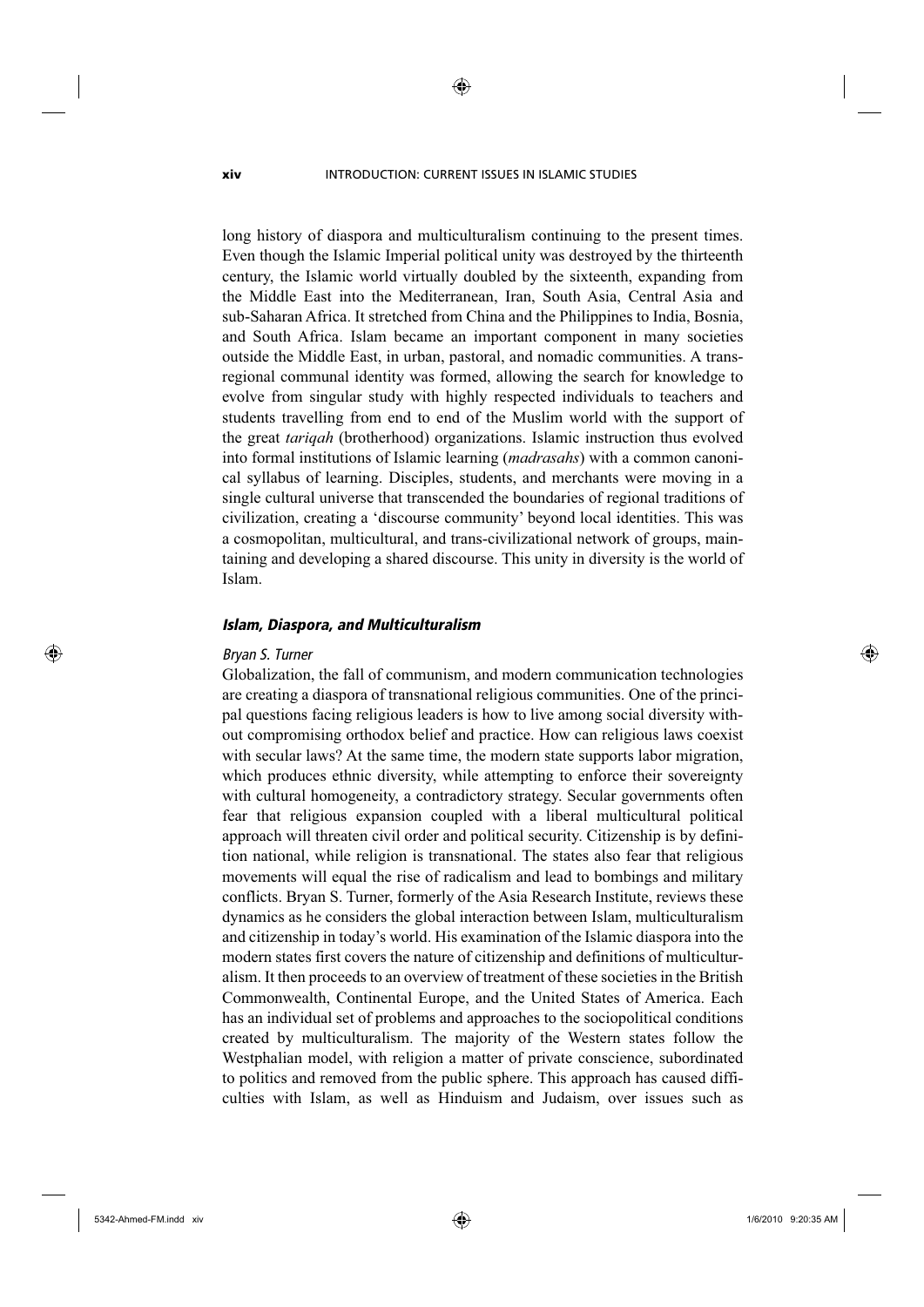long history of diaspora and multiculturalism continuing to the present times. Even though the Islamic Imperial political unity was destroyed by the thirteenth century, the Islamic world virtually doubled by the sixteenth, expanding from the Middle East into the Mediterranean, Iran, South Asia, Central Asia and sub-Saharan Africa. It stretched from China and the Philippines to India, Bosnia, and South Africa. Islam became an important component in many societies outside the Middle East, in urban, pastoral, and nomadic communities. A trans-regional communal identity was formed, allowing the search for knowledge to evolve from singular study with highly respected individuals to teachers and students travelling from end to end of the Muslim world with the support of the great *tariqah* (brotherhood) organizations. Islamic instruction thus evolved into formal institutions of Islamic learning (*madrasahs*) with a common canonical syllabus of learning. Disciples, students, and merchants were moving in a single cultural universe that transcended the boundaries of regional traditions of civilization, creating a 'discourse community' beyond local identities. This was a cosmopolitan, multicultural, and trans-civilizational network of groups, maintaining and developing a shared discourse. This unity in diversity is the world of Islam.

### *Islam, Diaspora, and Multiculturalism*

*Bryan S. Turner*

Globalization, the fall of communism, and modern communication technologies are creating a diaspora of transnational religious communities. One of the principal questions facing religious leaders is how to live among social diversity without compromising orthodox belief and practice. How can religious laws coexist with secular laws? At the same time, the modern state supports labor migration, which produces ethnic diversity, while attempting to enforce their sovereignty with cultural homogeneity, a contradictory strategy. Secular governments often fear that religious expansion coupled with a liberal multicultural political approach will threaten civil order and political security. Citizenship is by definition national, while religion is transnational. The states also fear that religious movements will equal the rise of radicalism and lead to bombings and military conflicts. Bryan S. Turner, formerly of the Asia Research Institute, reviews these dynamics as he considers the global interaction between Islam, multiculturalism and citizenship in today's world. His examination of the Islamic diaspora into the modern states first covers the nature of citizenship and definitions of multiculturalism. It then proceeds to an overview of treatment of these societies in the British Commonwealth, Continental Europe, and the United States of America. Each has an individual set of problems and approaches to the sociopolitical conditions created by multiculturalism. The majority of the Western states follow the Westphalian model, with religion a matter of private conscience, subordinated to politics and removed from the public sphere. This approach has caused difficulties with Islam, as well as Hinduism and Judaism, over issues such as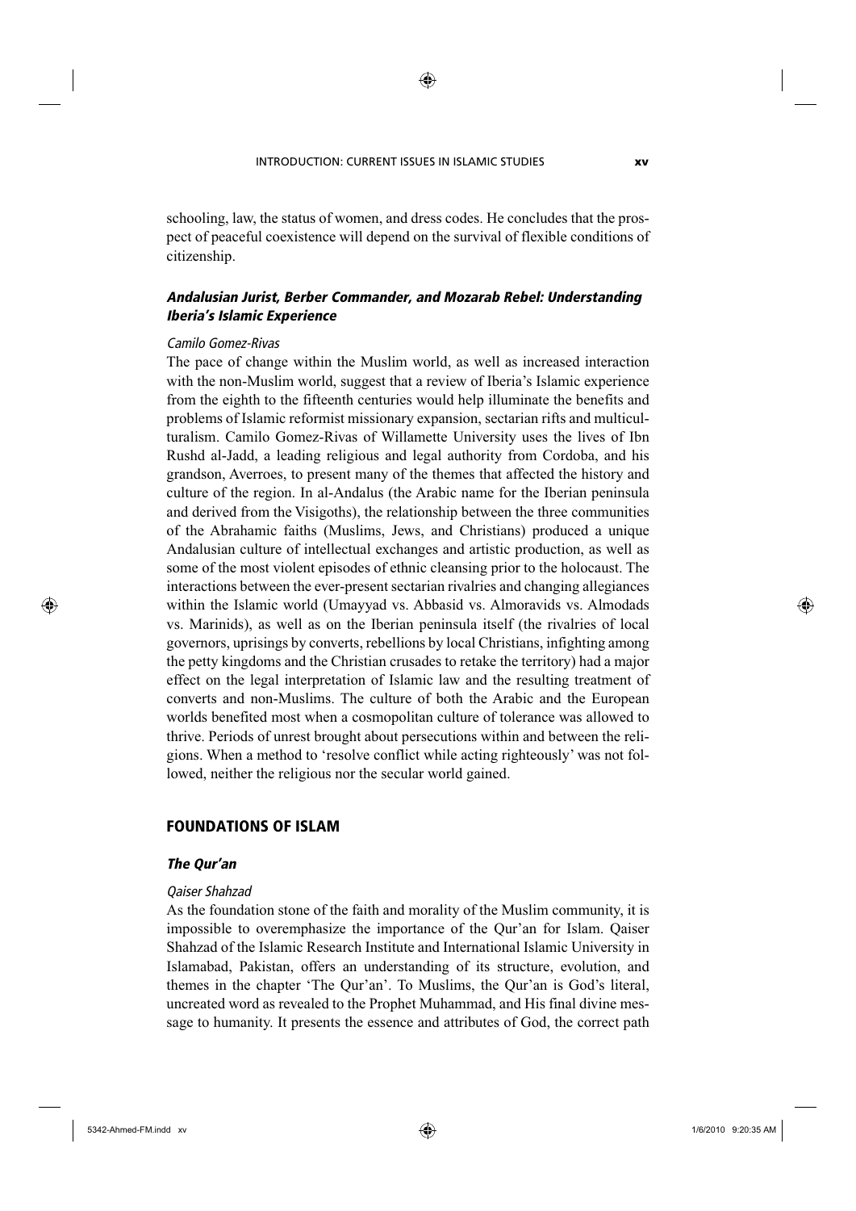schooling, law, the status of women, and dress codes. He concludes that the prospect of peaceful coexistence will depend on the survival of flexible conditions of citizenship.

### *Andalusian Jurist, Berber Commander, and Mozarab Rebel: Understanding Iberia's Islamic Experience*

*Camilo Gomez-Rivas*

The pace of change within the Muslim world, as well as increased interaction with the non-Muslim world, suggest that a review of Iberia's Islamic experience from the eighth to the fifteenth centuries would help illuminate the benefits and problems of Islamic reformist missionary expansion, sectarian rifts and multiculturalism. Camilo Gomez-Rivas of Willamette University uses the lives of Ibn Rushd al-Jadd, a leading religious and legal authority from Cordoba, and his grandson, Averroes, to present many of the themes that affected the history and culture of the region. In al-Andalus (the Arabic name for the Iberian peninsula and derived from the Visigoths), the relationship between the three communities of the Abrahamic faiths (Muslims, Jews, and Christians) produced a unique Andalusian culture of intellectual exchanges and artistic production, as well as some of the most violent episodes of ethnic cleansing prior to the holocaust. The interactions between the ever-present sectarian rivalries and changing allegiances within the Islamic world (Umayyad vs. Abbasid vs. Almoravids vs. Almodads vs. Marinids), as well as on the Iberian peninsula itself (the rivalries of local governors, uprisings by converts, rebellions by local Christians, infighting among the petty kingdoms and the Christian crusades to retake the territory) had a major effect on the legal interpretation of Islamic law and the resulting treatment of converts and non-Muslims. The culture of both the Arabic and the European worlds benefited most when a cosmopolitan culture of tolerance was allowed to thrive. Periods of unrest brought about persecutions within and between the religions. When a method to 'resolve conflict while acting righteously' was not followed, neither the religious nor the secular world gained.

## FOUNDATIONS OF ISLAM

### *The Qur'an*

*Qaiser Shahzad*

As the foundation stone of the faith and morality of the Muslim community, it is impossible to overemphasize the importance of the Qur'an for Islam. Qaiser Shahzad of the Islamic Research Institute and International Islamic University in Islamabad, Pakistan, offers an understanding of its structure, evolution, and themes in the chapter 'The Qur'an'. To Muslims, the Qur'an is God's literal, uncreated word as revealed to the Prophet Muhammad, and His final divine message to humanity. It presents the essence and attributes of God, the correct path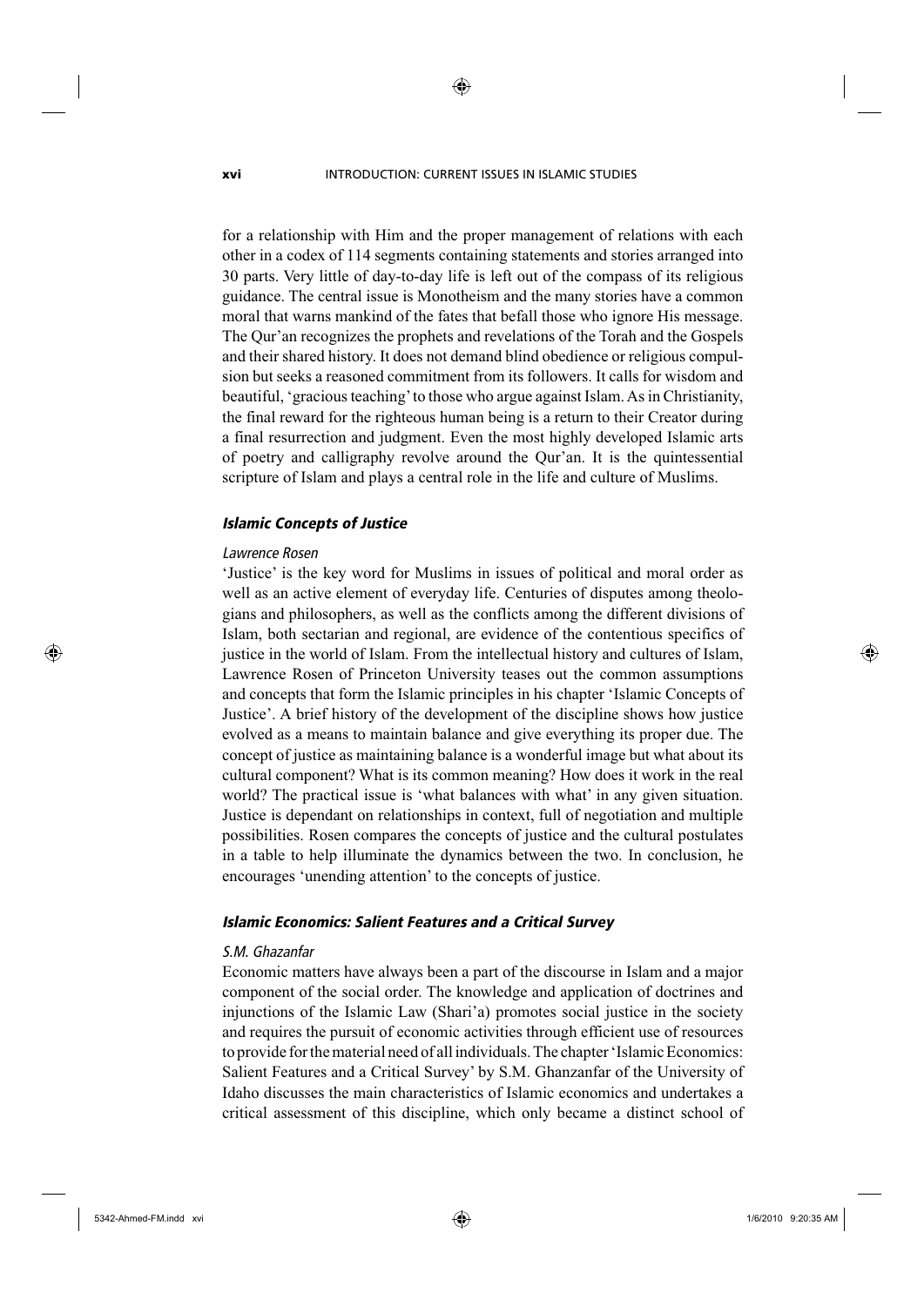for a relationship with Him and the proper management of relations with each other in a codex of 114 segments containing statements and stories arranged into 30 parts. Very little of day-to-day life is left out of the compass of its religious guidance. The central issue is Monotheism and the many stories have a common moral that warns mankind of the fates that befall those who ignore His message. The Qur'an recognizes the prophets and revelations of the Torah and the Gospels and their shared history. It does not demand blind obedience or religious compulsion but seeks a reasoned commitment from its followers. It calls for wisdom and beautiful, 'gracious teaching' to those who argue against Islam. As in Christianity, the final reward for the righteous human being is a return to their Creator during a final resurrection and judgment. Even the most highly developed Islamic arts of poetry and calligraphy revolve around the Qur'an. It is the quintessential scripture of Islam and plays a central role in the life and culture of Muslims.

### *Islamic Concepts of Justice*

*Lawrence Rosen*

'Justice' is the key word for Muslims in issues of political and moral order as well as an active element of everyday life. Centuries of disputes among theologians and philosophers, as well as the conflicts among the different divisions of Islam, both sectarian and regional, are evidence of the contentious specifics of justice in the world of Islam. From the intellectual history and cultures of Islam, Lawrence Rosen of Princeton University teases out the common assumptions and concepts that form the Islamic principles in his chapter 'Islamic Concepts of Justice'. A brief history of the development of the discipline shows how justice evolved as a means to maintain balance and give everything its proper due. The concept of justice as maintaining balance is a wonderful image but what about its cultural component? What is its common meaning? How does it work in the real world? The practical issue is 'what balances with what' in any given situation. Justice is dependant on relationships in context, full of negotiation and multiple possibilities. Rosen compares the concepts of justice and the cultural postulates in a table to help illuminate the dynamics between the two. In conclusion, he encourages 'unending attention' to the concepts of justice.

### *Islamic Economics: Salient Features and a Critical Survey*

*S.M. Ghazanfar*

Economic matters have always been a part of the discourse in Islam and a major component of the social order. The knowledge and application of doctrines and injunctions of the Islamic Law (Shari'a) promotes social justice in the society and requires the pursuit of economic activities through efficient use of resources to provide for the material need of all individuals. The chapter 'Islamic Economics: Salient Features and a Critical Survey' by S.M. Ghanzanfar of the University of Idaho discusses the main characteristics of Islamic economics and undertakes a critical assessment of this discipline, which only became a distinct school of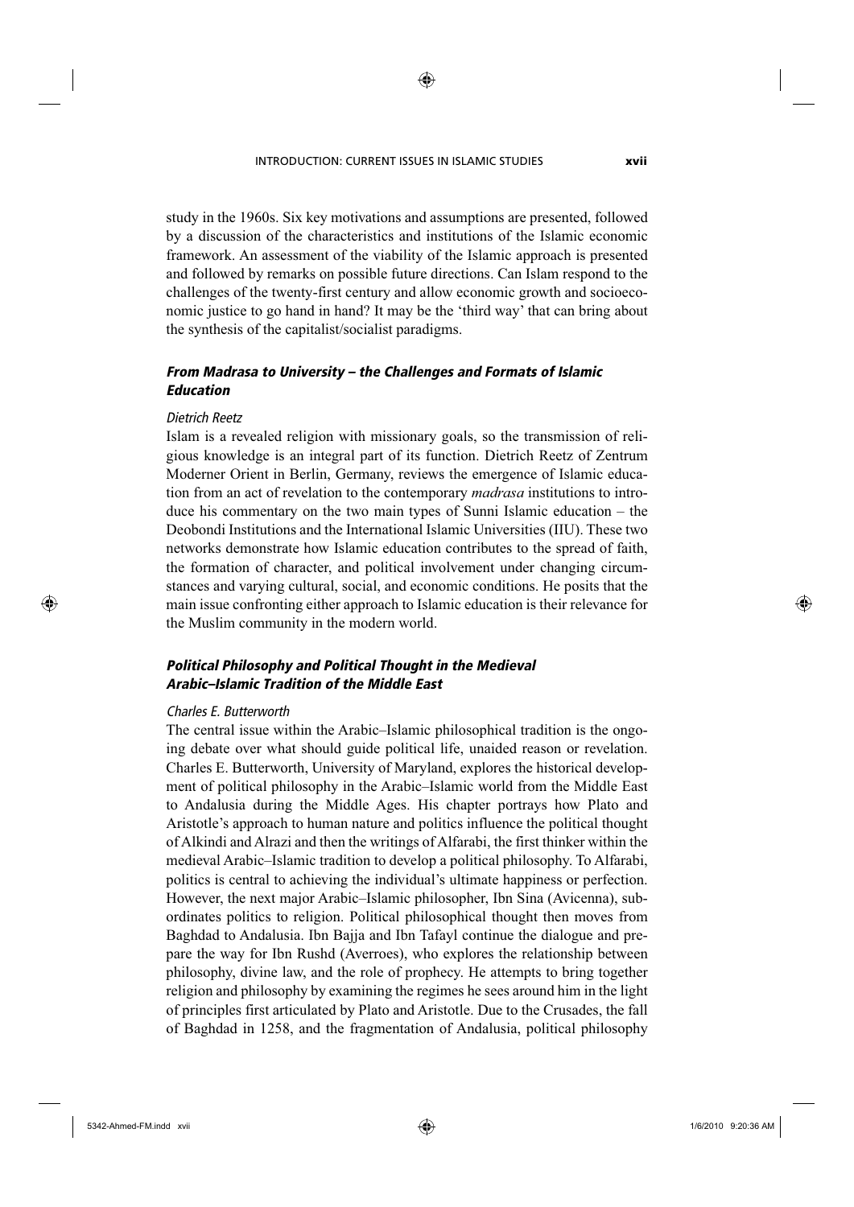study in the 1960s. Six key motivations and assumptions are presented, followed by a discussion of the characteristics and institutions of the Islamic economic framework. An assessment of the viability of the Islamic approach is presented and followed by remarks on possible future directions. Can Islam respond to the challenges of the twenty-first century and allow economic growth and socioeconomic justice to go hand in hand? It may be the 'third way' that can bring about the synthesis of the capitalist/socialist paradigms.

### *From Madrasa to University – the Challenges and Formats of Islamic Education*

*Dietrich Reetz*

Islam is a revealed religion with missionary goals, so the transmission of religious knowledge is an integral part of its function. Dietrich Reetz of Zentrum Moderner Orient in Berlin, Germany, reviews the emergence of Islamic education from an act of revelation to the contemporary *madrasa* institutions to introduce his commentary on the two main types of Sunni Islamic education – the Deobondi Institutions and the International Islamic Universities (IIU). These two networks demonstrate how Islamic education contributes to the spread of faith, the formation of character, and political involvement under changing circumstances and varying cultural, social, and economic conditions. He posits that the main issue confronting either approach to Islamic education is their relevance for the Muslim community in the modern world.

### *Political Philosophy and Political Thought in the Medieval Arabic–Islamic Tradition of the Middle East*

*Charles E. Butterworth*

The central issue within the Arabic–Islamic philosophical tradition is the ongoing debate over what should guide political life, unaided reason or revelation. Charles E. Butterworth, University of Maryland, explores the historical development of political philosophy in the Arabic–Islamic world from the Middle East to Andalusia during the Middle Ages. His chapter portrays how Plato and Aristotle's approach to human nature and politics influence the political thought of Alkindi and Alrazi and then the writings of Alfarabi, the first thinker within the medieval Arabic–Islamic tradition to develop a political philosophy. To Alfarabi, politics is central to achieving the individual's ultimate happiness or perfection. However, the next major Arabic–Islamic philosopher, Ibn Sina (Avicenna), subordinates politics to religion. Political philosophical thought then moves from Baghdad to Andalusia. Ibn Bajja and Ibn Tafayl continue the dialogue and prepare the way for Ibn Rushd (Averroes), who explores the relationship between philosophy, divine law, and the role of prophecy. He attempts to bring together religion and philosophy by examining the regimes he sees around him in the light of principles first articulated by Plato and Aristotle. Due to the Crusades, the fall of Baghdad in 1258, and the fragmentation of Andalusia, political philosophy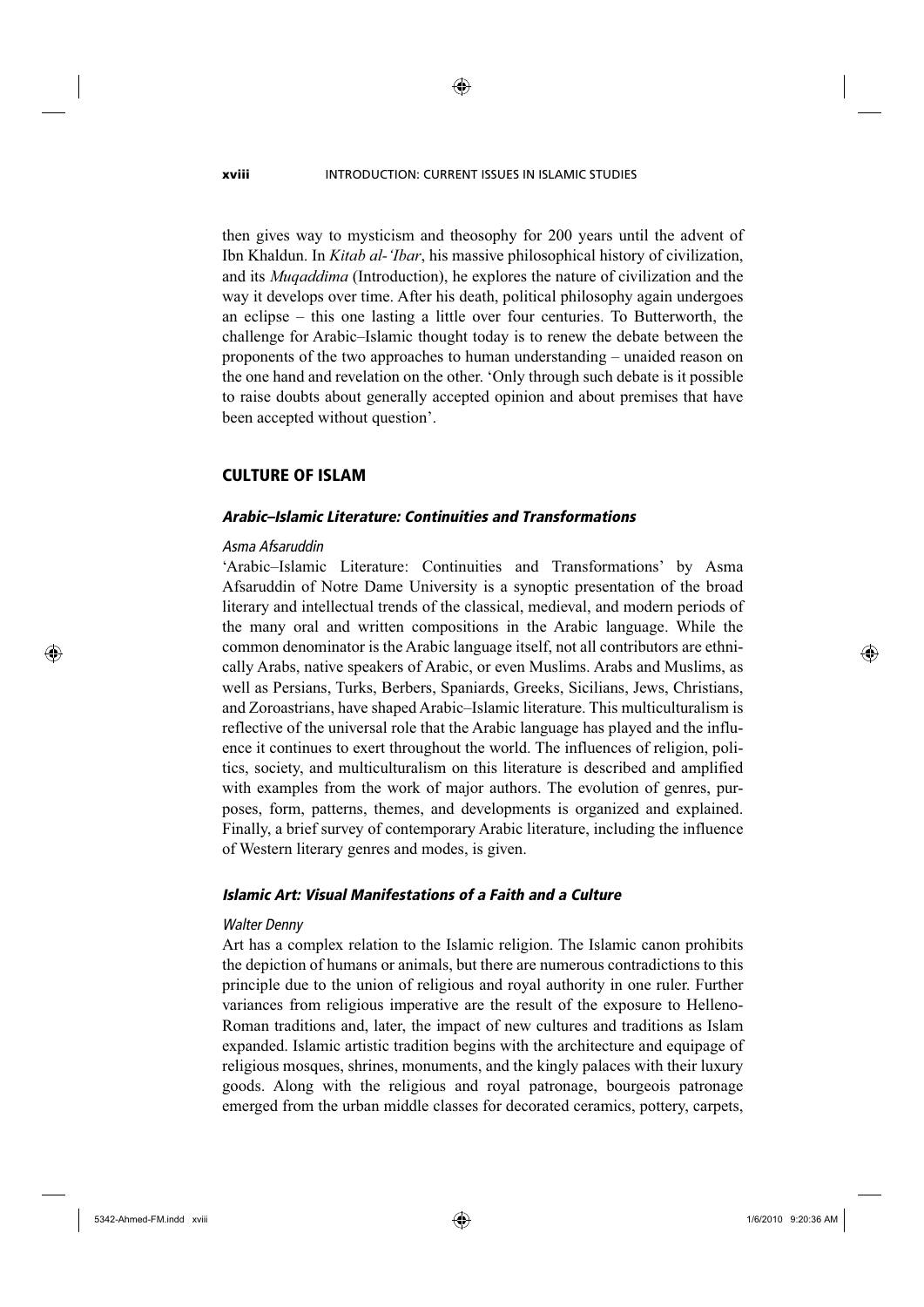then gives way to mysticism and theosophy for 200 years until the advent of Ibn Khaldun. In *Kitab al-'Ibar*, his massive philosophical history of civilization, and its *Muqaddima* (Introduction), he explores the nature of civilization and the way it develops over time. After his death, political philosophy again undergoes an eclipse – this one lasting a little over four centuries. To Butterworth, the challenge for Arabic–Islamic thought today is to renew the debate between the proponents of the two approaches to human understanding – unaided reason on the one hand and revelation on the other. 'Only through such debate is it possible to raise doubts about generally accepted opinion and about premises that have been accepted without question'.

## CULTURE OF ISLAM

### *Arabic–Islamic Literature: Continuities and Transformations*

*Asma Afsaruddin*

'Arabic–Islamic Literature: Continuities and Transformations' by Asma Afsaruddin of Notre Dame University is a synoptic presentation of the broad literary and intellectual trends of the classical, medieval, and modern periods of the many oral and written compositions in the Arabic language. While the common denominator is the Arabic language itself, not all contributors are ethnically Arabs, native speakers of Arabic, or even Muslims. Arabs and Muslims, as well as Persians, Turks, Berbers, Spaniards, Greeks, Sicilians, Jews, Christians, and Zoroastrians, have shaped Arabic–Islamic literature. This multiculturalism is reflective of the universal role that the Arabic language has played and the influence it continues to exert throughout the world. The influences of religion, politics, society, and multiculturalism on this literature is described and amplified with examples from the work of major authors. The evolution of genres, purposes, form, patterns, themes, and developments is organized and explained. Finally, a brief survey of contemporary Arabic literature, including the influence of Western literary genres and modes, is given.

### *Islamic Art: Visual Manifestations of a Faith and a Culture*

*Walter Denny*

Art has a complex relation to the Islamic religion. The Islamic canon prohibits the depiction of humans or animals, but there are numerous contradictions to this principle due to the union of religious and royal authority in one ruler. Further variances from religious imperative are the result of the exposure to Helleno-Roman traditions and, later, the impact of new cultures and traditions as Islam expanded. Islamic artistic tradition begins with the architecture and equipage of religious mosques, shrines, monuments, and the kingly palaces with their luxury goods. Along with the religious and royal patronage, bourgeois patronage emerged from the urban middle classes for decorated ceramics, pottery, carpets,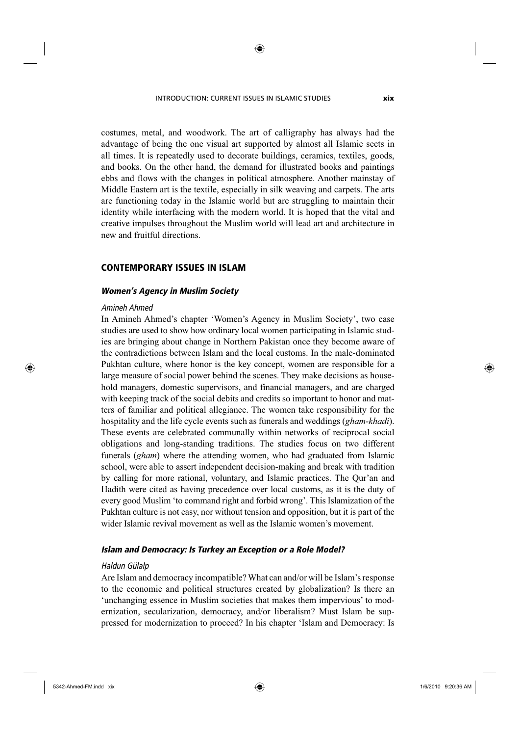costumes, metal, and woodwork. The art of calligraphy has always had the advantage of being the one visual art supported by almost all Islamic sects in all times. It is repeatedly used to decorate buildings, ceramics, textiles, goods, and books. On the other hand, the demand for illustrated books and paintings ebbs and flows with the changes in political atmosphere. Another mainstay of Middle Eastern art is the textile, especially in silk weaving and carpets. The arts are functioning today in the Islamic world but are struggling to maintain their identity while interfacing with the modern world. It is hoped that the vital and creative impulses throughout the Muslim world will lead art and architecture in new and fruitful directions.

## CONTEMPORARY ISSUES IN ISLAM

### *Women's Agency in Muslim Society*

*Amineh Ahmed*

In Amineh Ahmed's chapter 'Women's Agency in Muslim Society', two case studies are used to show how ordinary local women participating in Islamic studies are bringing about change in Northern Pakistan once they become aware of the contradictions between Islam and the local customs. In the male-dominated Pukhtan culture, where honor is the key concept, women are responsible for a large measure of social power behind the scenes. They make decisions as household managers, domestic supervisors, and financial managers, and are charged with keeping track of the social debits and credits so important to honor and matters of familiar and political allegiance. The women take responsibility for the hospitality and the life cycle events such as funerals and weddings (*gham-khadi*). These events are celebrated communally within networks of reciprocal social obligations and long-standing traditions. The studies focus on two different funerals (*gham*) where the attending women, who had graduated from Islamic school, were able to assert independent decision-making and break with tradition by calling for more rational, voluntary, and Islamic practices. The Qur'an and Hadith were cited as having precedence over local customs, as it is the duty of every good Muslim 'to command right and forbid wrong'. This Islamization of the Pukhtan culture is not easy, nor without tension and opposition, but it is part of the wider Islamic revival movement as well as the Islamic women's movement.

### *Islam and Democracy: Is Turkey an Exception or a Role Model?*

*Haldun Gülalp*

Are Islam and democracy incompatible? What can and/or will be Islam's response to the economic and political structures created by globalization? Is there an 'unchanging essence in Muslim societies that makes them impervious' to modernization, secularization, democracy, and/or liberalism? Must Islam be suppressed for modernization to proceed? In his chapter 'Islam and Democracy: Is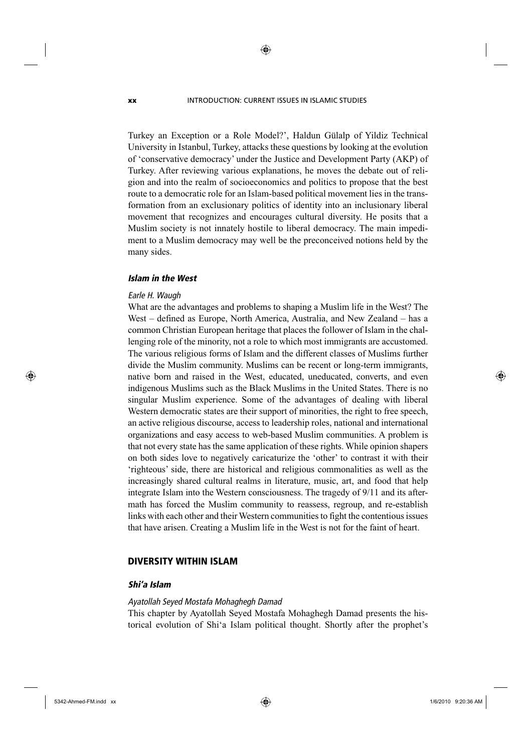Turkey an Exception or a Role Model?', Haldun Gülalp of Yildiz Technical University in Istanbul, Turkey, attacks these questions by looking at the evolution of 'conservative democracy' under the Justice and Development Party (AKP) of Turkey. After reviewing various explanations, he moves the debate out of religion and into the realm of socioeconomics and politics to propose that the best route to a democratic role for an Islam-based political movement lies in the transformation from an exclusionary politics of identity into an inclusionary liberal movement that recognizes and encourages cultural diversity. He posits that a Muslim society is not innately hostile to liberal democracy. The main impediment to a Muslim democracy may well be the preconceived notions held by the many sides.

### *Islam in the West*

*Earle H. Waugh*

What are the advantages and problems to shaping a Muslim life in the West? The West – defined as Europe, North America, Australia, and New Zealand – has a common Christian European heritage that places the follower of Islam in the challenging role of the minority, not a role to which most immigrants are accustomed. The various religious forms of Islam and the different classes of Muslims further divide the Muslim community. Muslims can be recent or long-term immigrants, native born and raised in the West, educated, uneducated, converts, and even indigenous Muslims such as the Black Muslims in the United States. There is no singular Muslim experience. Some of the advantages of dealing with liberal Western democratic states are their support of minorities, the right to free speech, an active religious discourse, access to leadership roles, national and international organizations and easy access to web-based Muslim communities. A problem is that not every state has the same application of these rights. While opinion shapers on both sides love to negatively caricaturize the 'other' to contrast it with their 'righteous' side, there are historical and religious commonalities as well as the increasingly shared cultural realms in literature, music, art, and food that help integrate Islam into the Western consciousness. The tragedy of 9/11 and its aftermath has forced the Muslim community to reassess, regroup, and re-establish links with each other and their Western communities to fight the contentious issues that have arisen. Creating a Muslim life in the West is not for the faint of heart.

## DIVERSITY WITHIN ISLAM

### *Shi'a Islam*

*Ayatollah Seyed Mostafa Mohaghegh Damad*

This chapter by Ayatollah Seyed Mostafa Mohaghegh Damad presents the historical evolution of Shi'a Islam political thought. Shortly after the prophet's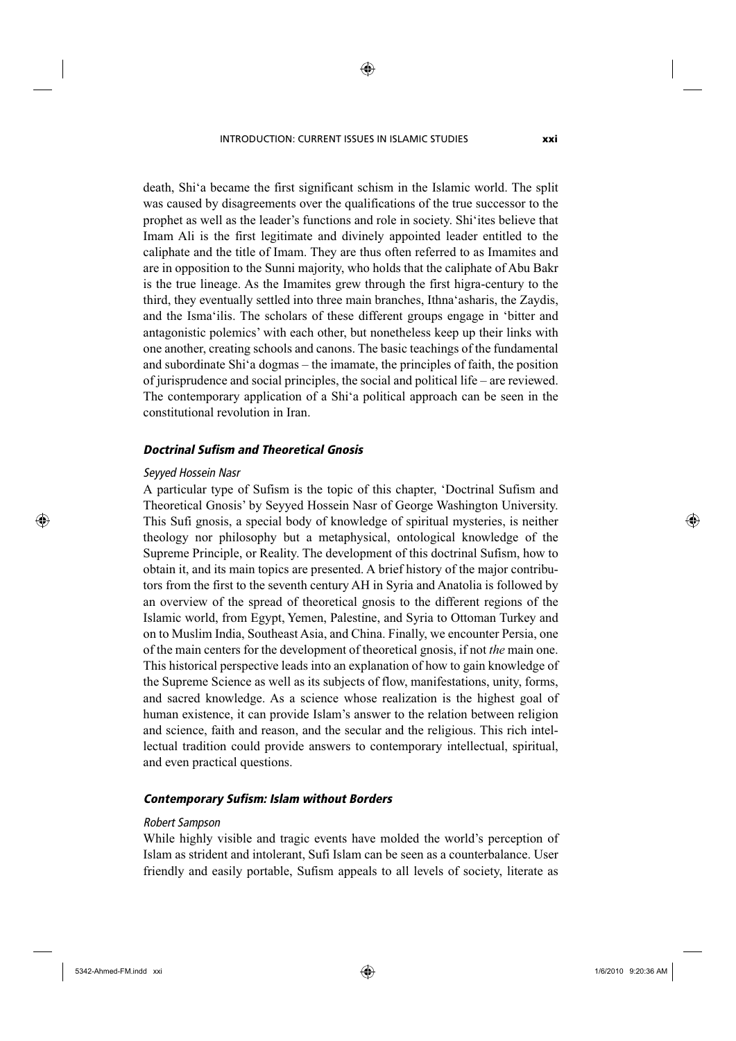death, Shi'a became the first significant schism in the Islamic world. The split was caused by disagreements over the qualifications of the true successor to the prophet as well as the leader's functions and role in society. Shi'ites believe that Imam Ali is the first legitimate and divinely appointed leader entitled to the caliphate and the title of Imam. They are thus often referred to as Imamites and are in opposition to the Sunni majority, who holds that the caliphate of Abu Bakr is the true lineage. As the Imamites grew through the first higra-century to the third, they eventually settled into three main branches, Ithna'asharis, the Zaydis, and the Isma'ilis. The scholars of these different groups engage in 'bitter and antagonistic polemics' with each other, but nonetheless keep up their links with one another, creating schools and canons. The basic teachings of the fundamental and subordinate Shi'a dogmas – the imamate, the principles of faith, the position of jurisprudence and social principles, the social and political life – are reviewed. The contemporary application of a Shi'a political approach can be seen in the constitutional revolution in Iran.

### *Doctrinal Sufism and Theoretical Gnosis*

*Seyyed Hossein Nasr*

A particular type of Sufism is the topic of this chapter, 'Doctrinal Sufism and Theoretical Gnosis' by Seyyed Hossein Nasr of George Washington University. This Sufi gnosis, a special body of knowledge of spiritual mysteries, is neither theology nor philosophy but a metaphysical, ontological knowledge of the Supreme Principle, or Reality. The development of this doctrinal Sufism, how to obtain it, and its main topics are presented. A brief history of the major contributors from the first to the seventh century AH in Syria and Anatolia is followed by an overview of the spread of theoretical gnosis to the different regions of the Islamic world, from Egypt, Yemen, Palestine, and Syria to Ottoman Turkey and on to Muslim India, Southeast Asia, and China. Finally, we encounter Persia, one of the main centers for the development of theoretical gnosis, if not *the* main one. This historical perspective leads into an explanation of how to gain knowledge of the Supreme Science as well as its subjects of flow, manifestations, unity, forms, and sacred knowledge. As a science whose realization is the highest goal of human existence, it can provide Islam's answer to the relation between religion and science, faith and reason, and the secular and the religious. This rich intellectual tradition could provide answers to contemporary intellectual, spiritual, and even practical questions.

### *Contemporary Sufism: Islam without Borders*

*Robert Sampson*

While highly visible and tragic events have molded the world's perception of Islam as strident and intolerant, Sufi Islam can be seen as a counterbalance. User friendly and easily portable, Sufism appeals to all levels of society, literate as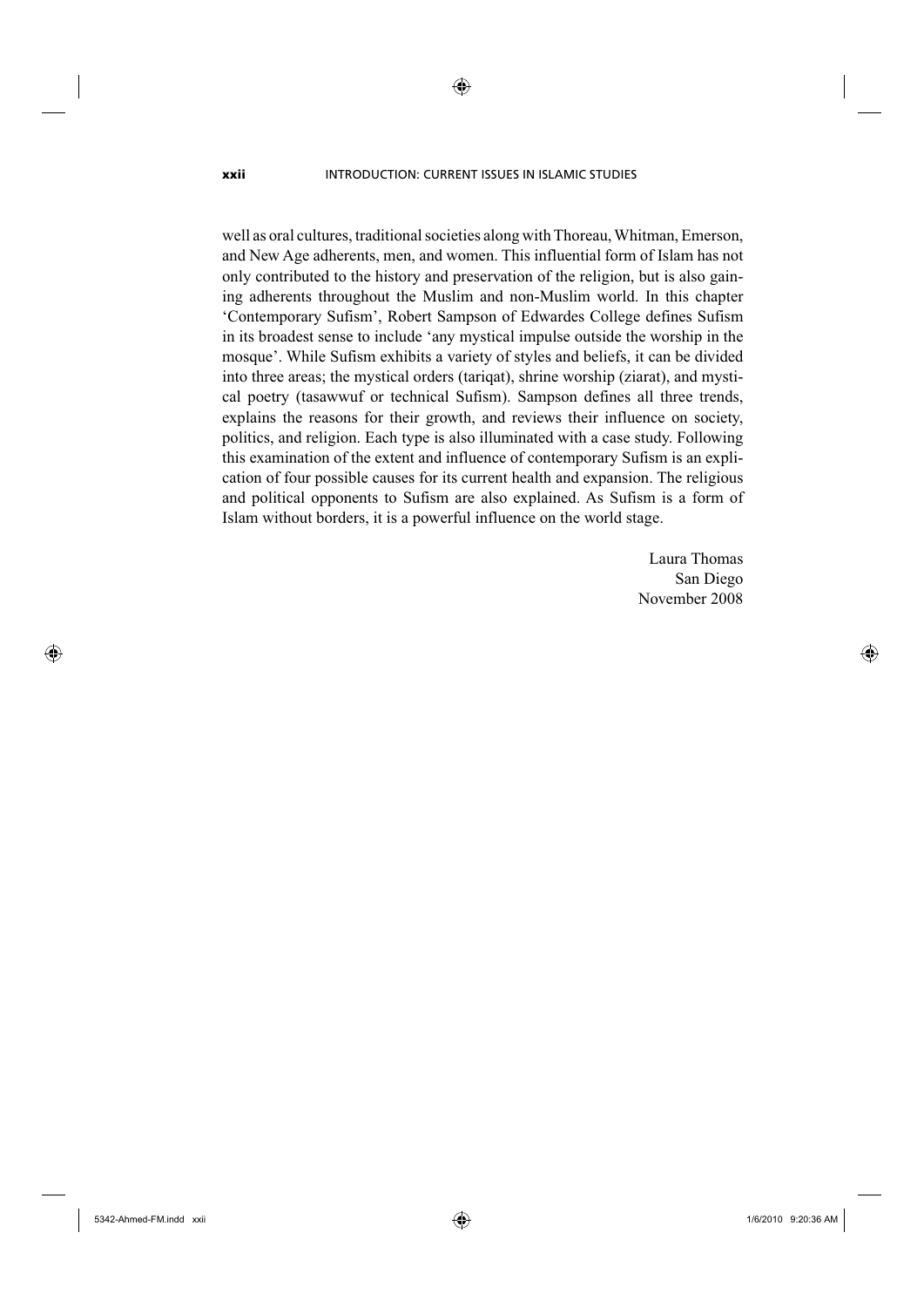well as oral cultures, traditional societies along with Thoreau, Whitman, Emerson, and New Age adherents, men, and women. This influential form of Islam has not only contributed to the history and preservation of the religion, but is also gaining adherents throughout the Muslim and non-Muslim world. In this chapter 'Contemporary Sufism', Robert Sampson of Edwardes College defines Sufism in its broadest sense to include 'any mystical impulse outside the worship in the mosque'. While Sufism exhibits a variety of styles and beliefs, it can be divided into three areas; the mystical orders (tariqat), shrine worship (ziarat), and mystical poetry (tasawwuf or technical Sufism). Sampson defines all three trends, explains the reasons for their growth, and reviews their influence on society, politics, and religion. Each type is also illuminated with a case study. Following this examination of the extent and influence of contemporary Sufism is an explication of four possible causes for its current health and expansion. The religious and political opponents to Sufism are also explained. As Sufism is a form of Islam without borders, it is a powerful influence on the world stage.

Laura Thomas
San Diego
November 2008